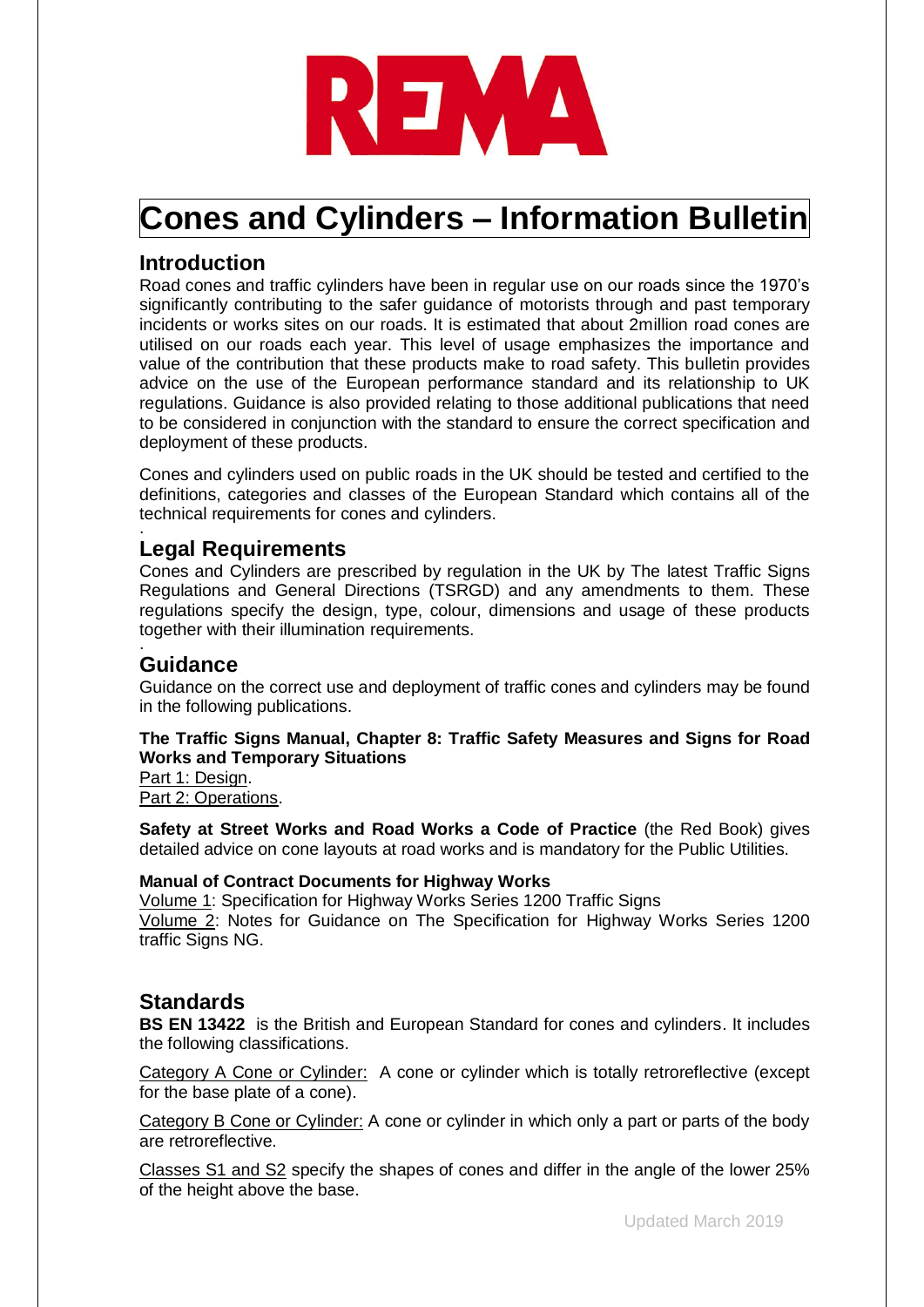REMA

# Cones and Cylinders – Information Bulletin

## Introduction

Road cones and traffic cylinders have been in regular use on our roads since the 1970's significantly contributing to the safer guidance of motorists through and past temporary incidents or works sites on our roads. It is estimated that about 2million road cones are utilised on our roads each year. This level of usage emphasizes the importance and value of the contribution that these products make to road safety. This bulletin provides advice on the use of the European performance standard and its relationship to UK regulations. Guidance is also provided relating to those additional publications that need to be considered in conjunction with the standard to ensure the correct specification and deployment of these products.

Cones and cylinders used on public roads in the UK should be tested and certified to the definitions, categories and classes of the European Standard which contains all of the technical requirements for cones and cylinders.

## Legal Requirements

Cones and Cylinders are prescribed by regulation in the UK by The latest Traffic Signs Regulations and General Directions (TSRGD) and any amendments to them. These regulations specify the design, type, colour, dimensions and usage of these products together with their illumination requirements.

## Guidance

Guidance on the correct use and deployment of traffic cones and cylinders may be found in the following publications.

**The Traffic Signs Manual, Chapter 8: Traffic Safety Measures and Signs for Road Works and Temporary Situations**
Part 1: Design.
Part 2: Operations.

**Safety at Street Works and Road Works a Code of Practice** (the Red Book) gives detailed advice on cone layouts at road works and is mandatory for the Public Utilities.

**Manual of Contract Documents for Highway Works**
Volume 1: Specification for Highway Works Series 1200 Traffic Signs
Volume 2: Notes for Guidance on The Specification for Highway Works Series 1200 traffic Signs NG.

## Standards

**BS EN 13422** is the British and European Standard for cones and cylinders. It includes the following classifications.

Category A Cone or Cylinder: A cone or cylinder which is totally retroreflective (except for the base plate of a cone).

Category B Cone or Cylinder: A cone or cylinder in which only a part or parts of the body are retroreflective.

Classes S1 and S2 specify the shapes of cones and differ in the angle of the lower 25% of the height above the base.

Updated March 2019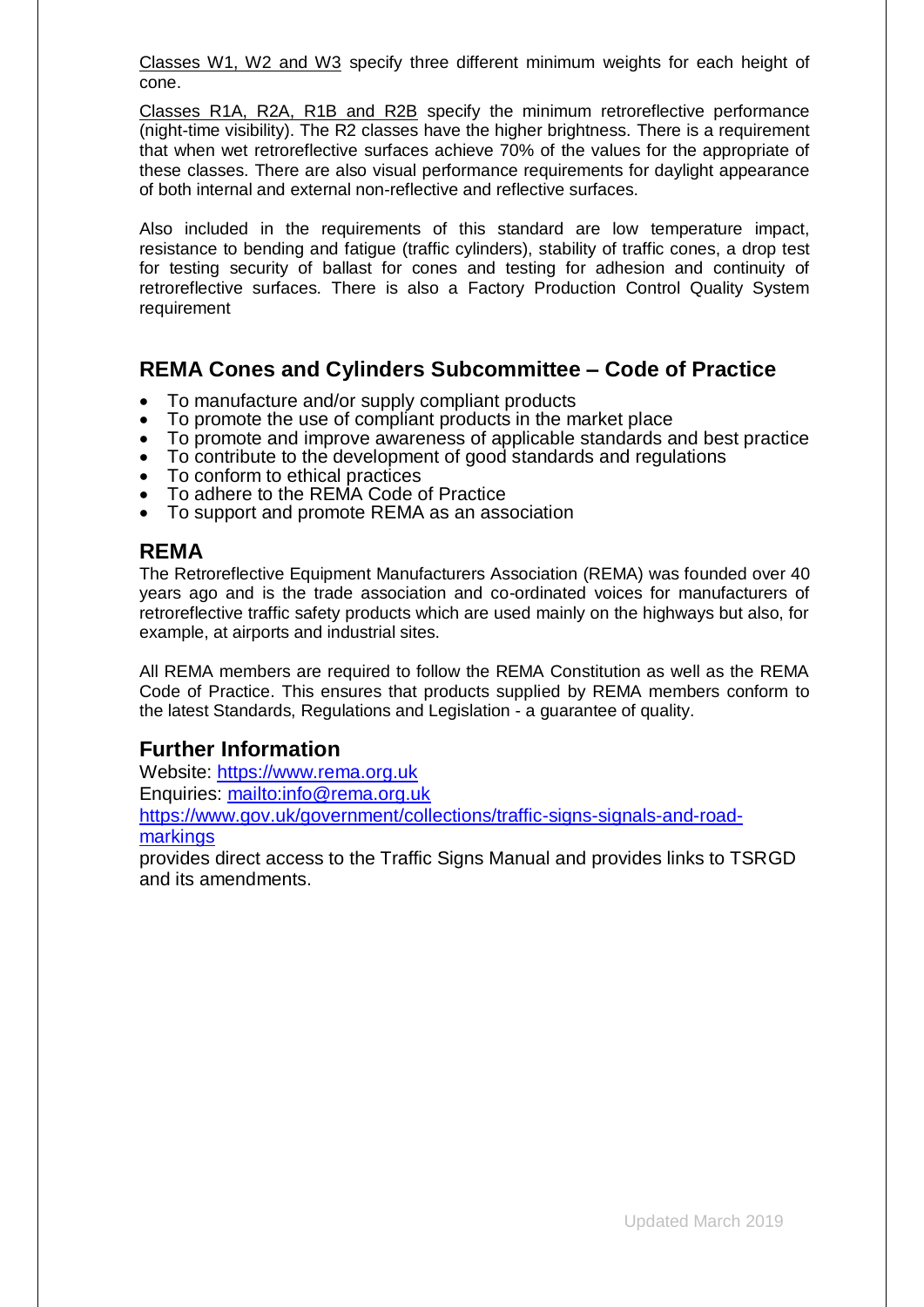Classes W1, W2 and W3 specify three different minimum weights for each height of cone.

Classes R1A, R2A, R1B and R2B specify the minimum retroreflective performance (night-time visibility). The R2 classes have the higher brightness. There is a requirement that when wet retroreflective surfaces achieve 70% of the values for the appropriate of these classes. There are also visual performance requirements for daylight appearance of both internal and external non-reflective and reflective surfaces.

Also included in the requirements of this standard are low temperature impact, resistance to bending and fatigue (traffic cylinders), stability of traffic cones, a drop test for testing security of ballast for cones and testing for adhesion and continuity of retroreflective surfaces. There is also a Factory Production Control Quality System requirement

## REMA Cones and Cylinders Subcommittee – Code of Practice

- To manufacture and/or supply compliant products
- To promote the use of compliant products in the market place
- To promote and improve awareness of applicable standards and best practice
- To contribute to the development of good standards and regulations
- To conform to ethical practices
- To adhere to the REMA Code of Practice
- To support and promote REMA as an association

## REMA

The Retroreflective Equipment Manufacturers Association (REMA) was founded over 40 years ago and is the trade association and co-ordinated voices for manufacturers of retroreflective traffic safety products which are used mainly on the highways but also, for example, at airports and industrial sites.

All REMA members are required to follow the REMA Constitution as well as the REMA Code of Practice. This ensures that products supplied by REMA members conform to the latest Standards, Regulations and Legislation - a guarantee of quality.

## Further Information

Website: https://www.rema.org.uk
Enquiries: mailto:info@rema.org.uk
https://www.gov.uk/government/collections/traffic-signs-signals-and-road-markings
provides direct access to the Traffic Signs Manual and provides links to TSRGD and its amendments.

Updated March 2019